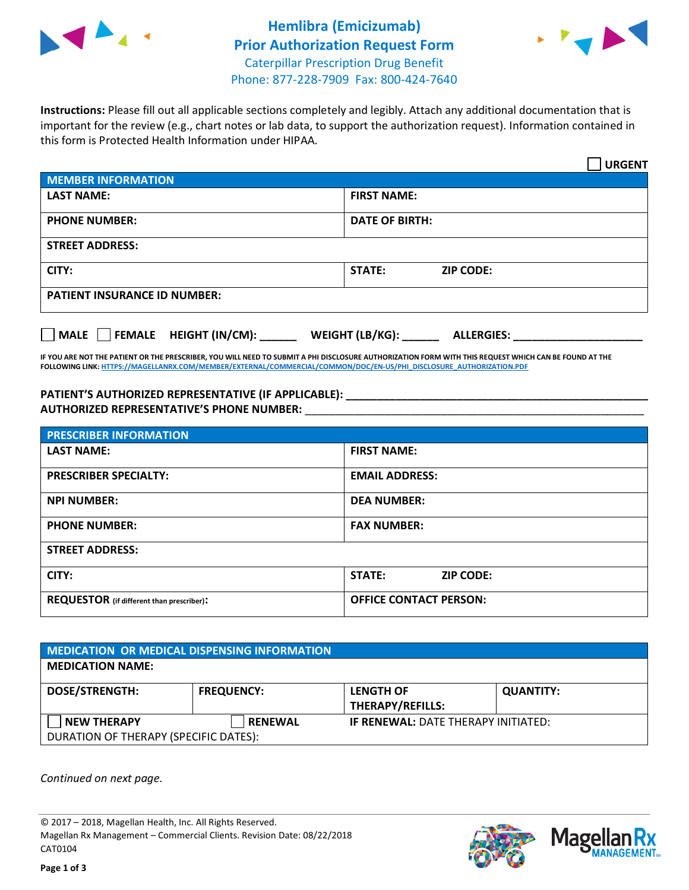# Hemlibra (Emicizumab)
# Prior Authorization Request Form

Caterpillar Prescription Drug Benefit
Phone: 877-228-7909 Fax: 800-424-7640

**Instructions:** Please fill out all applicable sections completely and legibly. Attach any additional documentation that is important for the review (e.g., chart notes or lab data, to support the authorization request). Information contained in this form is Protected Health Information under HIPAA.

☐ **URGENT**

| MEMBER INFORMATION | |
|---|---|
| **LAST NAME:** | **FIRST NAME:** |
| **PHONE NUMBER:** | **DATE OF BIRTH:** |
| **STREET ADDRESS:** | |
| **CITY:** | **STATE:** **ZIP CODE:** |
| **PATIENT INSURANCE ID NUMBER:** | |

☐ **MALE** ☐ **FEMALE** **HEIGHT (IN/CM):** ______ **WEIGHT (LB/KG):** ______ **ALLERGIES:** ____________________

**IF YOU ARE NOT THE PATIENT OR THE PRESCRIBER, YOU WILL NEED TO SUBMIT A PHI DISCLOSURE AUTHORIZATION FORM WITH THIS REQUEST WHICH CAN BE FOUND AT THE FOLLOWING LINK: HTTPS://MAGELLANRX.COM/MEMBER/EXTERNAL/COMMERCIAL/COMMON/DOC/EN-US/PHI_DISCLOSURE_AUTHORIZATION.PDF**

**PATIENT'S AUTHORIZED REPRESENTATIVE (IF APPLICABLE):** ____________________________________________
**AUTHORIZED REPRESENTATIVE'S PHONE NUMBER:** ____________________________________________

| PRESCRIBER INFORMATION | |
|---|---|
| **LAST NAME:** | **FIRST NAME:** |
| **PRESCRIBER SPECIALTY:** | **EMAIL ADDRESS:** |
| **NPI NUMBER:** | **DEA NUMBER:** |
| **PHONE NUMBER:** | **FAX NUMBER:** |
| **STREET ADDRESS:** | |
| **CITY:** | **STATE:** **ZIP CODE:** |
| **REQUESTOR** (if different than prescriber)**:** | **OFFICE CONTACT PERSON:** |

| MEDICATION OR MEDICAL DISPENSING INFORMATION | | | |
|---|---|---|---|
| **MEDICATION NAME:** | | | |
| **DOSE/STRENGTH:** | **FREQUENCY:** | **LENGTH OF THERAPY/REFILLS:** | **QUANTITY:** |
| ☐ **NEW THERAPY** | ☐ **RENEWAL** | **IF RENEWAL:** DATE THERAPY INITIATED: | |
| DURATION OF THERAPY (SPECIFIC DATES): | | | |

*Continued on next page.*

© 2017 – 2018, Magellan Health, Inc. All Rights Reserved.
Magellan Rx Management – Commercial Clients. Revision Date: 08/22/2018
CAT0104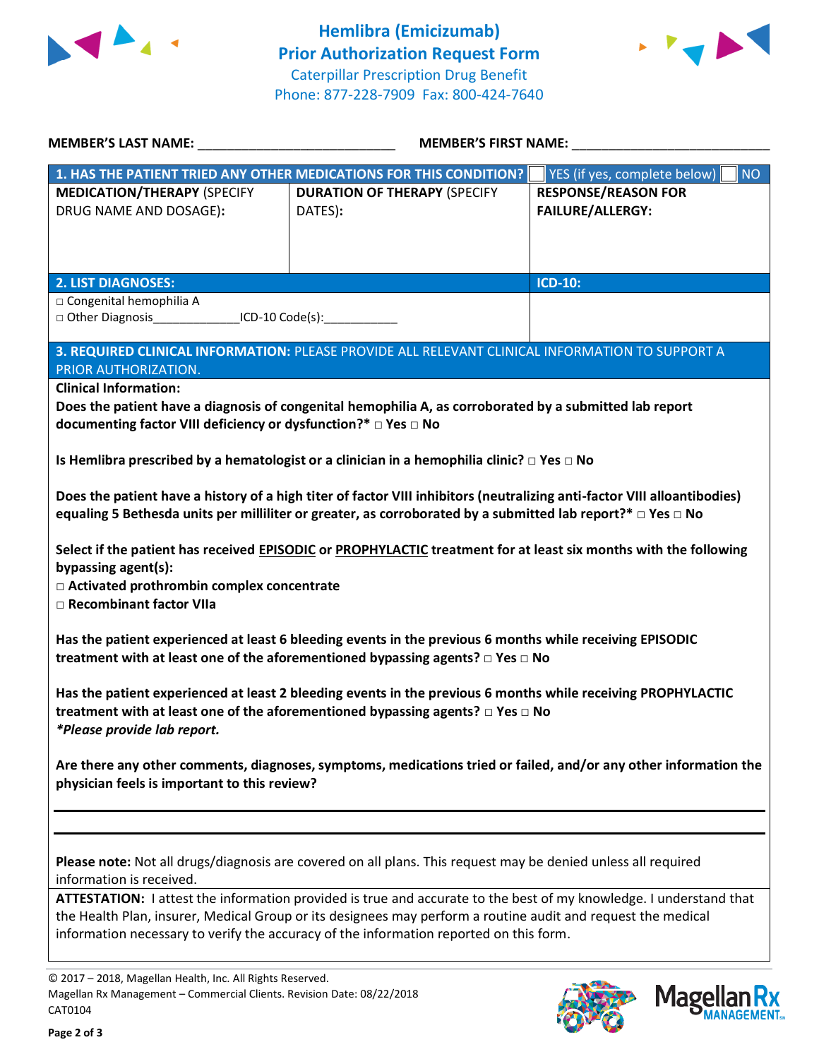# Hemlibra (Emicizumab) Prior Authorization Request Form

Caterpillar Prescription Drug Benefit
Phone: 877-228-7909 Fax: 800-424-7640

**MEMBER'S LAST NAME:** ___________________________ **MEMBER'S FIRST NAME:** ___________________________

| 1. HAS THE PATIENT TRIED ANY OTHER MEDICATIONS FOR THIS CONDITION? | | ☐ YES (if yes, complete below) ☐ NO |
|---|---|---|
| **MEDICATION/THERAPY** (SPECIFY DRUG NAME AND DOSAGE): | **DURATION OF THERAPY** (SPECIFY DATES): | **RESPONSE/REASON FOR FAILURE/ALLERGY:** |
| | | |

| 2. LIST DIAGNOSES: | ICD-10: |
|---|---|
| □ Congenital hemophilia A<br>□ Other Diagnosis_____________ICD-10 Code(s):___________ | |

**3. REQUIRED CLINICAL INFORMATION:** PLEASE PROVIDE ALL RELEVANT CLINICAL INFORMATION TO SUPPORT A PRIOR AUTHORIZATION.

**Clinical Information:**

**Does the patient have a diagnosis of congenital hemophilia A, as corroborated by a submitted lab report documenting factor VIII deficiency or dysfunction?* □ Yes □ No**

**Is Hemlibra prescribed by a hematologist or a clinician in a hemophilia clinic? □ Yes □ No**

**Does the patient have a history of a high titer of factor VIII inhibitors (neutralizing anti-factor VIII alloantibodies) equaling 5 Bethesda units per milliliter or greater, as corroborated by a submitted lab report?* □ Yes □ No**

**Select if the patient has received EPISODIC or PROPHYLACTIC treatment for at least six months with the following bypassing agent(s):**
**□ Activated prothrombin complex concentrate**
**□ Recombinant factor VIIa**

**Has the patient experienced at least 6 bleeding events in the previous 6 months while receiving EPISODIC treatment with at least one of the aforementioned bypassing agents? □ Yes □ No**

**Has the patient experienced at least 2 bleeding events in the previous 6 months while receiving PROPHYLACTIC treatment with at least one of the aforementioned bypassing agents? □ Yes □ No**
***Please provide lab report.***

**Are there any other comments, diagnoses, symptoms, medications tried or failed, and/or any other information the physician feels is important to this review?**

______________________________________________________________________________

______________________________________________________________________________

**Please note:** Not all drugs/diagnosis are covered on all plans. This request may be denied unless all required information is received.

**ATTESTATION:** I attest the information provided is true and accurate to the best of my knowledge. I understand that the Health Plan, insurer, Medical Group or its designees may perform a routine audit and request the medical information necessary to verify the accuracy of the information reported on this form.

© 2017 – 2018, Magellan Health, Inc. All Rights Reserved.
Magellan Rx Management – Commercial Clients. Revision Date: 08/22/2018
CAT0104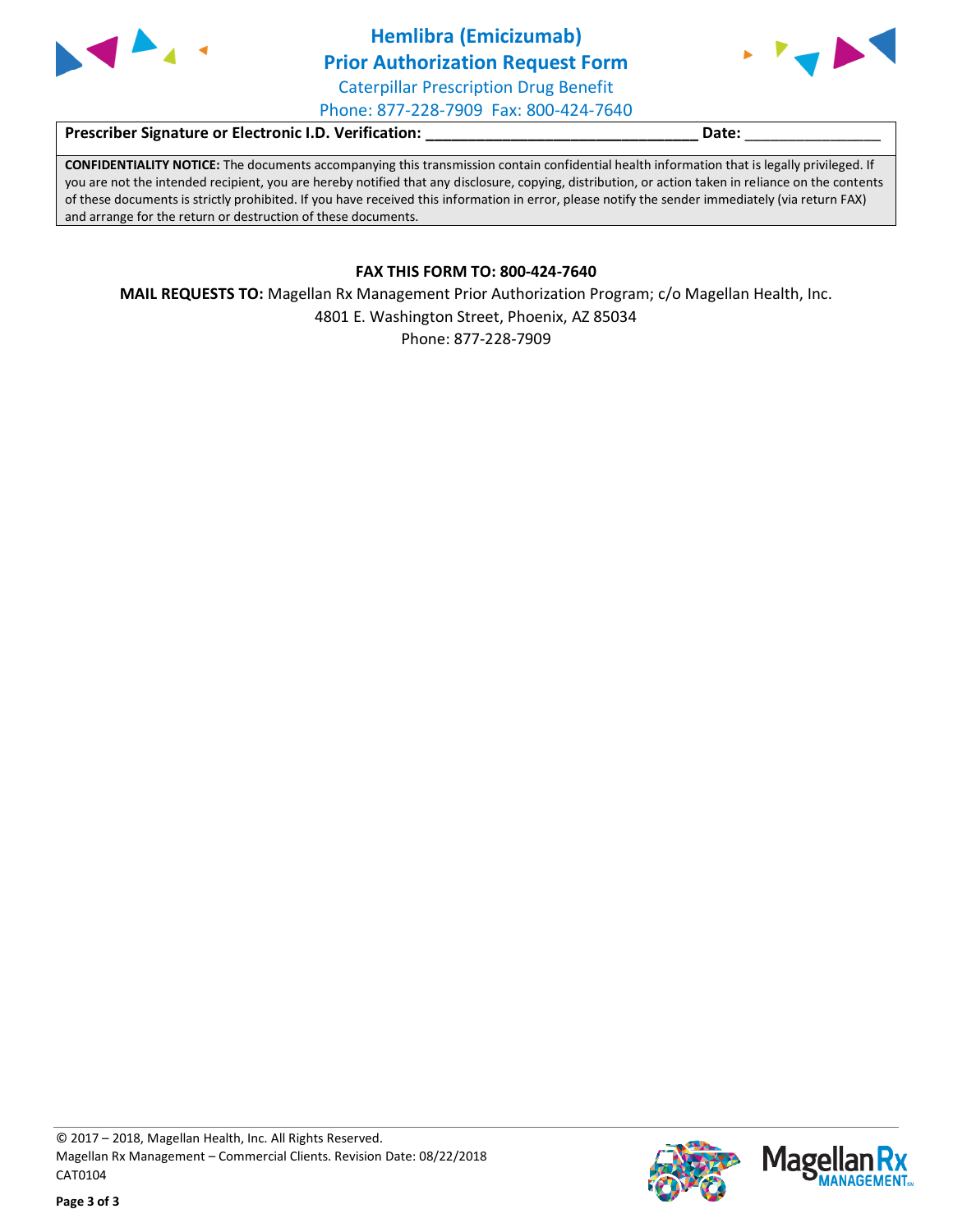# Hemlibra (Emicizumab)
# Prior Authorization Request Form

Caterpillar Prescription Drug Benefit

Phone: 877-228-7909 Fax: 800-424-7640

**Prescriber Signature or Electronic I.D. Verification:** ________________________________ **Date:** ________________

**CONFIDENTIALITY NOTICE:** The documents accompanying this transmission contain confidential health information that is legally privileged. If you are not the intended recipient, you are hereby notified that any disclosure, copying, distribution, or action taken in reliance on the contents of these documents is strictly prohibited. If you have received this information in error, please notify the sender immediately (via return FAX) and arrange for the return or destruction of these documents.

**FAX THIS FORM TO: 800-424-7640**

**MAIL REQUESTS TO:** Magellan Rx Management Prior Authorization Program; c/o Magellan Health, Inc.
4801 E. Washington Street, Phoenix, AZ 85034
Phone: 877-228-7909

© 2017 – 2018, Magellan Health, Inc. All Rights Reserved.
Magellan Rx Management – Commercial Clients. Revision Date: 08/22/2018
CAT0104